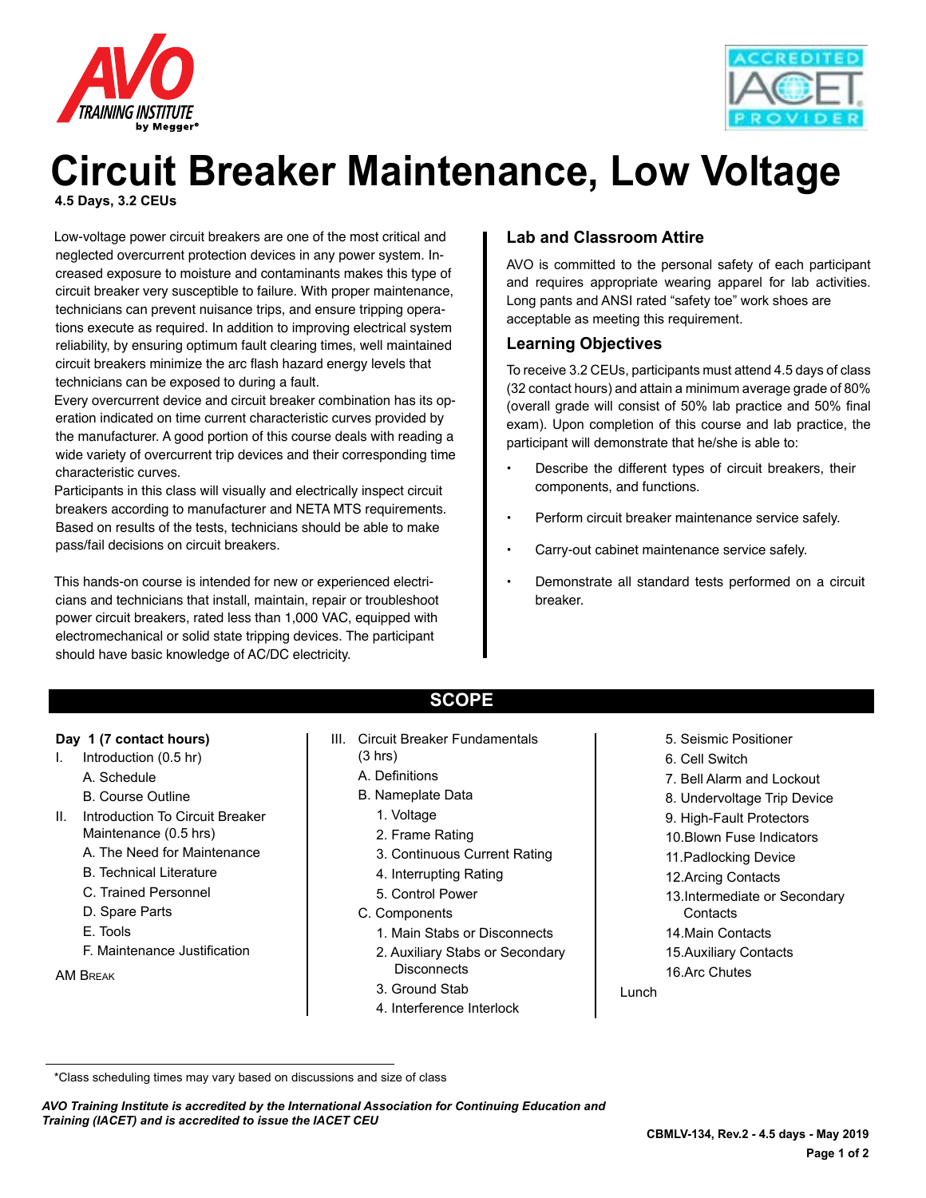# Circuit Breaker Maintenance, Low Voltage

**4.5 Days, 3.2 CEUs**

Low-voltage power circuit breakers are one of the most critical and neglected overcurrent protection devices in any power system. Increased exposure to moisture and contaminants makes this type of circuit breaker very susceptible to failure. With proper maintenance, technicians can prevent nuisance trips, and ensure tripping operations execute as required. In addition to improving electrical system reliability, by ensuring optimum fault clearing times, well maintained circuit breakers minimize the arc flash hazard energy levels that technicians can be exposed to during a fault.

Every overcurrent device and circuit breaker combination has its operation indicated on time current characteristic curves provided by the manufacturer. A good portion of this course deals with reading a wide variety of overcurrent trip devices and their corresponding time characteristic curves.

Participants in this class will visually and electrically inspect circuit breakers according to manufacturer and NETA MTS requirements. Based on results of the tests, technicians should be able to make pass/fail decisions on circuit breakers.

This hands-on course is intended for new or experienced electricians and technicians that install, maintain, repair or troubleshoot power circuit breakers, rated less than 1,000 VAC, equipped with electromechanical or solid state tripping devices. The participant should have basic knowledge of AC/DC electricity.

## Lab and Classroom Attire

AVO is committed to the personal safety of each participant and requires appropriate wearing apparel for lab activities. Long pants and ANSI rated "safety toe" work shoes are acceptable as meeting this requirement.

## Learning Objectives

To receive 3.2 CEUs, participants must attend 4.5 days of class (32 contact hours) and attain a minimum average grade of 80% (overall grade will consist of 50% lab practice and 50% final exam). Upon completion of this course and lab practice, the participant will demonstrate that he/she is able to:

- Describe the different types of circuit breakers, their components, and functions.
- Perform circuit breaker maintenance service safely.
- Carry-out cabinet maintenance service safely.
- Demonstrate all standard tests performed on a circuit breaker.

## SCOPE

**Day 1 (7 contact hours)**

I. Introduction (0.5 hr)
   - A. Schedule
   - B. Course Outline

II. Introduction To Circuit Breaker Maintenance (0.5 hrs)
   - A. The Need for Maintenance
   - B. Technical Literature
   - C. Trained Personnel
   - D. Spare Parts
   - E. Tools
   - F. Maintenance Justification

AM Break

III. Circuit Breaker Fundamentals (3 hrs)
   - A. Definitions
   - B. Nameplate Data
     1. Voltage
     2. Frame Rating
     3. Continuous Current Rating
     4. Interrupting Rating
     5. Control Power
   - C. Components
     1. Main Stabs or Disconnects
     2. Auxiliary Stabs or Secondary Disconnects
     3. Ground Stab
     4. Interference Interlock
     5. Seismic Positioner
     6. Cell Switch
     7. Bell Alarm and Lockout
     8. Undervoltage Trip Device
     9. High-Fault Protectors
     10. Blown Fuse Indicators
     11. Padlocking Device
     12. Arcing Contacts
     13. Intermediate or Secondary Contacts
     14. Main Contacts
     15. Auxiliary Contacts
     16. Arc Chutes

Lunch

*Class scheduling times may vary based on discussions and size of class

*AVO Training Institute is accredited by the International Association for Continuing Education and Training (IACET) and is accredited to issue the IACET CEU*

CBMLV-134, Rev.2 - 4.5 days - May 2019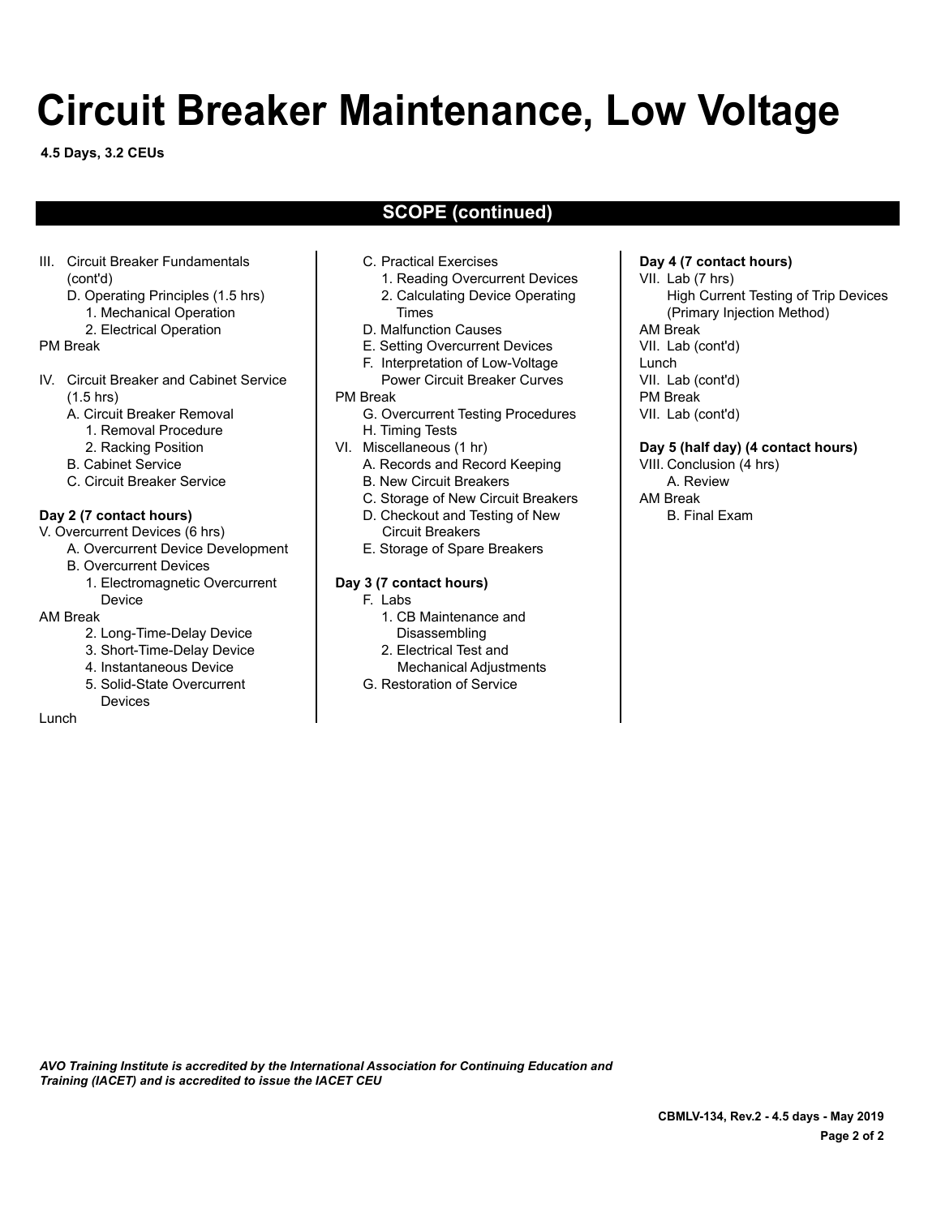# Circuit Breaker Maintenance, Low Voltage

**4.5 Days, 3.2 CEUs**

## SCOPE (continued)

III. Circuit Breaker Fundamentals (cont'd)
   - D. Operating Principles (1.5 hrs)
      1. Mechanical Operation
      2. Electrical Operation

PM Break

IV. Circuit Breaker and Cabinet Service (1.5 hrs)
   - A. Circuit Breaker Removal
      1. Removal Procedure
      2. Racking Position
   - B. Cabinet Service
   - C. Circuit Breaker Service

**Day 2 (7 contact hours)**

V. Overcurrent Devices (6 hrs)
   - A. Overcurrent Device Development
   - B. Overcurrent Devices
      1. Electromagnetic Overcurrent Device

AM Break

      2. Long-Time-Delay Device
      3. Short-Time-Delay Device
      4. Instantaneous Device
      5. Solid-State Overcurrent Devices

Lunch

   - C. Practical Exercises
      1. Reading Overcurrent Devices
      2. Calculating Device Operating Times
   - D. Malfunction Causes
   - E. Setting Overcurrent Devices
   - F. Interpretation of Low-Voltage Power Circuit Breaker Curves

PM Break

   - G. Overcurrent Testing Procedures
   - H. Timing Tests

VI. Miscellaneous (1 hr)
   - A. Records and Record Keeping
   - B. New Circuit Breakers
   - C. Storage of New Circuit Breakers
   - D. Checkout and Testing of New Circuit Breakers
   - E. Storage of Spare Breakers

**Day 3 (7 contact hours)**

   - F. Labs
      1. CB Maintenance and Disassembling
      2. Electrical Test and Mechanical Adjustments
   - G. Restoration of Service

**Day 4 (7 contact hours)**

VII. Lab (7 hrs)
   High Current Testing of Trip Devices (Primary Injection Method)

AM Break

VII. Lab (cont'd)

Lunch

VII. Lab (cont'd)

PM Break

VII. Lab (cont'd)

**Day 5 (half day) (4 contact hours)**

VIII. Conclusion (4 hrs)
   - A. Review

AM Break

   - B. Final Exam

*AVO Training Institute is accredited by the International Association for Continuing Education and Training (IACET) and is accredited to issue the IACET CEU*

**CBMLV-134, Rev.2 - 4.5 days - May 2019**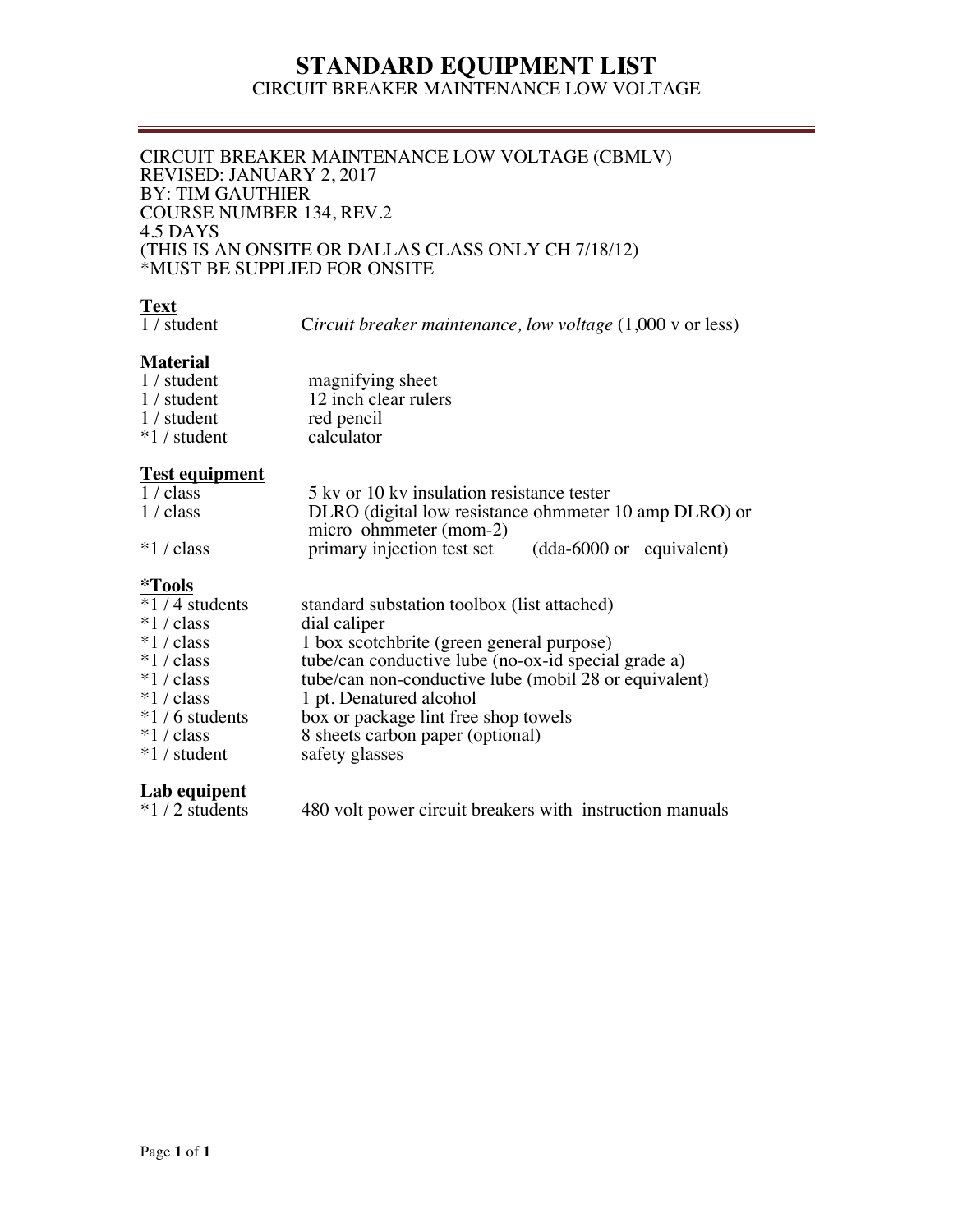# STANDARD EQUIPMENT LIST

## CIRCUIT BREAKER MAINTENANCE LOW VOLTAGE

CIRCUIT BREAKER MAINTENANCE LOW VOLTAGE (CBMLV)
REVISED: JANUARY 2, 2017
BY: TIM GAUTHIER
COURSE NUMBER 134, REV.2
4.5 DAYS
(THIS IS AN ONSITE OR DALLAS CLASS ONLY CH 7/18/12)
*MUST BE SUPPLIED FOR ONSITE

**<u>Text</u>**

| | |
|---|---|
| 1 / student | C*ircuit breaker maintenance, low voltage* (1,000 v or less) |

**<u>Material</u>**

| | |
|---|---|
| 1 / student | magnifying sheet |
| 1 / student | 12 inch clear rulers |
| 1 / student | red pencil |
| *1 / student | calculator |

**<u>Test equipment</u>**

| | |
|---|---|
| 1 / class | 5 kv or 10 kv insulation resistance tester |
| 1 / class | DLRO (digital low resistance ohmmeter 10 amp DLRO) or micro ohmmeter (mom-2) |
| *1 / class | primary injection test set (dda-6000 or equivalent) |

**<u>*Tools</u>**

| | |
|---|---|
| *1 / 4 students | standard substation toolbox (list attached) |
| *1 / class | dial caliper |
| *1 / class | 1 box scotchbrite (green general purpose) |
| *1 / class | tube/can conductive lube (no-ox-id special grade a) |
| *1 / class | tube/can non-conductive lube (mobil 28 or equivalent) |
| *1 / class | 1 pt. Denatured alcohol |
| *1 / 6 students | box or package lint free shop towels |
| *1 / class | 8 sheets carbon paper (optional) |
| *1 / student | safety glasses |

**Lab equipent**

| | |
|---|---|
| *1 / 2 students | 480 volt power circuit breakers with instruction manuals |